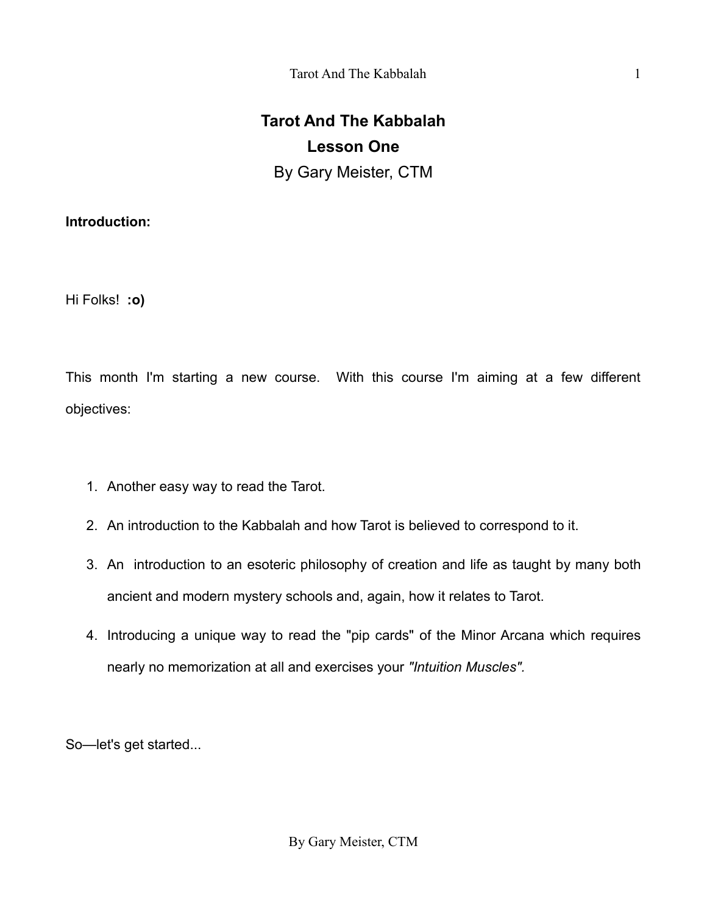# Tarot And The Kabbalah

## Lesson One

By Gary Meister, CTM

**Introduction:**

Hi Folks! **:o)**

This month I'm starting a new course. With this course I'm aiming at a few different objectives:

1. Another easy way to read the Tarot.
2. An introduction to the Kabbalah and how Tarot is believed to correspond to it.
3. An introduction to an esoteric philosophy of creation and life as taught by many both ancient and modern mystery schools and, again, how it relates to Tarot.
4. Introducing a unique way to read the "pip cards" of the Minor Arcana which requires nearly no memorization at all and exercises your *"Intuition Muscles".*

So—let's get started...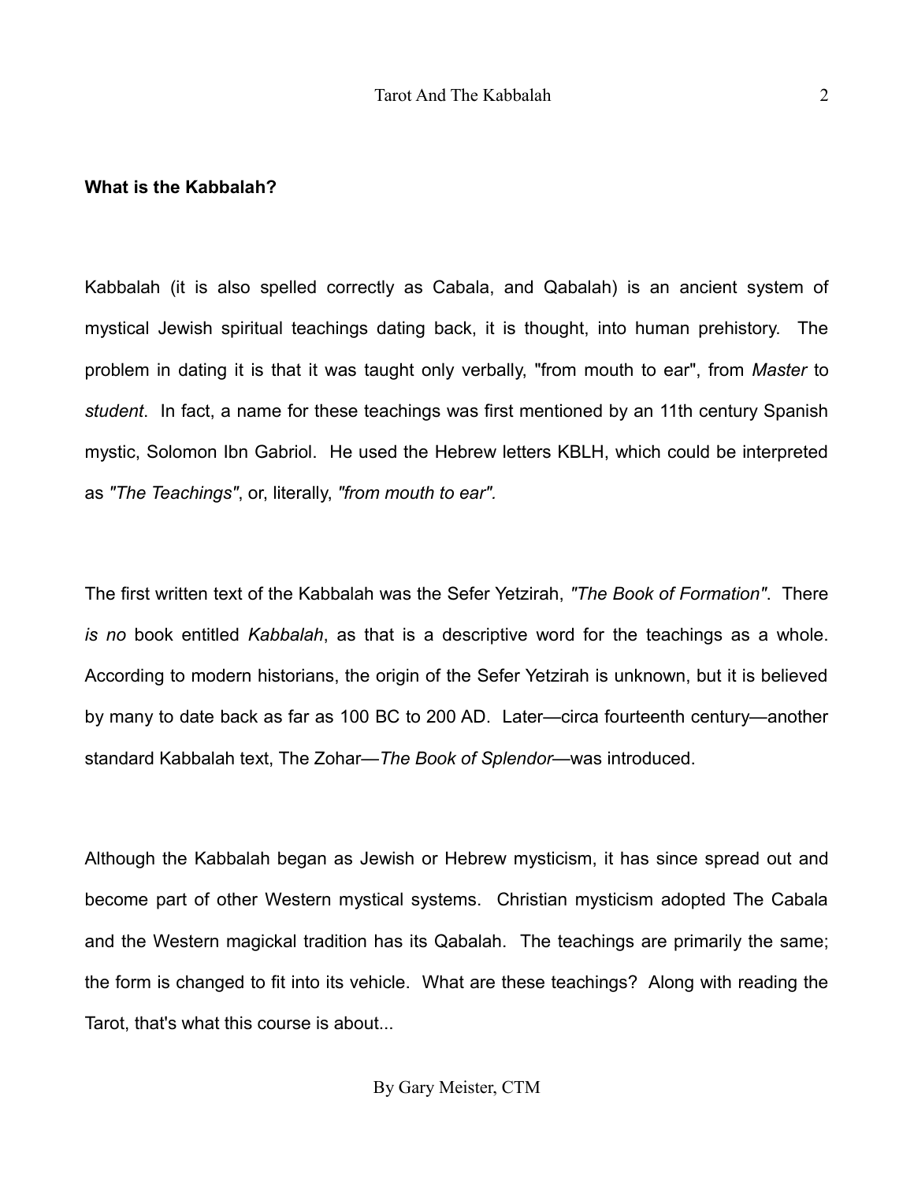**What is the Kabbalah?**

Kabbalah (it is also spelled correctly as Cabala, and Qabalah) is an ancient system of mystical Jewish spiritual teachings dating back, it is thought, into human prehistory. The problem in dating it is that it was taught only verbally, "from mouth to ear", from *Master* to *student*. In fact, a name for these teachings was first mentioned by an 11th century Spanish mystic, Solomon Ibn Gabriol. He used the Hebrew letters KBLH, which could be interpreted as *"The Teachings"*, or, literally, *"from mouth to ear".*

The first written text of the Kabbalah was the Sefer Yetzirah, *"The Book of Formation"*. There *is no* book entitled *Kabbalah*, as that is a descriptive word for the teachings as a whole. According to modern historians, the origin of the Sefer Yetzirah is unknown, but it is believed by many to date back as far as 100 BC to 200 AD. Later—circa fourteenth century—another standard Kabbalah text, The Zohar—*The Book of Splendor*—was introduced.

Although the Kabbalah began as Jewish or Hebrew mysticism, it has since spread out and become part of other Western mystical systems. Christian mysticism adopted The Cabala and the Western magickal tradition has its Qabalah. The teachings are primarily the same; the form is changed to fit into its vehicle. What are these teachings? Along with reading the Tarot, that's what this course is about...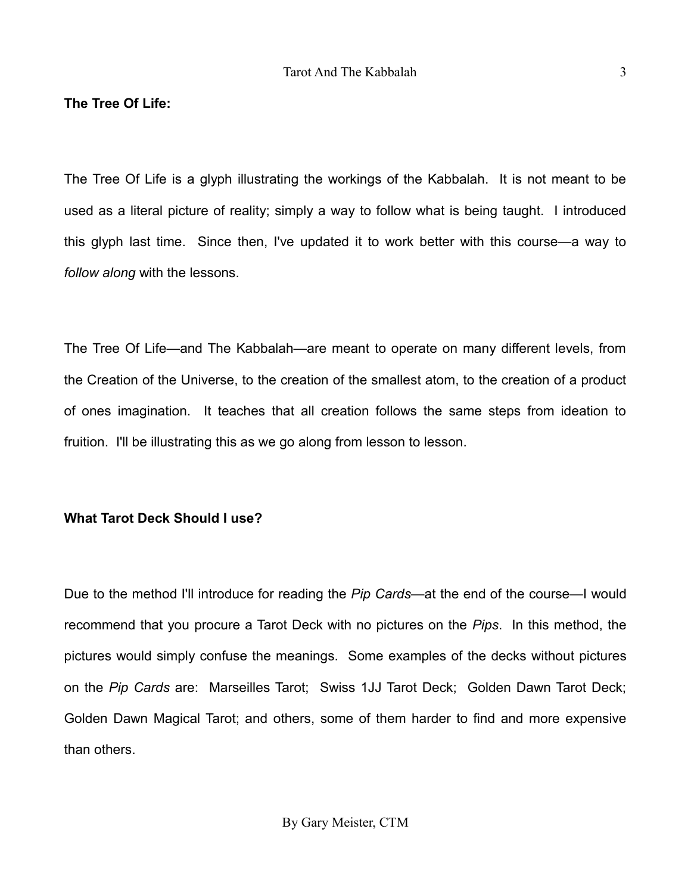**The Tree Of Life:**

The Tree Of Life is a glyph illustrating the workings of the Kabbalah. It is not meant to be used as a literal picture of reality; simply a way to follow what is being taught. I introduced this glyph last time. Since then, I've updated it to work better with this course—a way to *follow along* with the lessons.

The Tree Of Life—and The Kabbalah—are meant to operate on many different levels, from the Creation of the Universe, to the creation of the smallest atom, to the creation of a product of ones imagination. It teaches that all creation follows the same steps from ideation to fruition. I'll be illustrating this as we go along from lesson to lesson.

**What Tarot Deck Should I use?**

Due to the method I'll introduce for reading the *Pip Cards*—at the end of the course—I would recommend that you procure a Tarot Deck with no pictures on the *Pips*. In this method, the pictures would simply confuse the meanings. Some examples of the decks without pictures on the *Pip Cards* are: Marseilles Tarot; Swiss 1JJ Tarot Deck; Golden Dawn Tarot Deck; Golden Dawn Magical Tarot; and others, some of them harder to find and more expensive than others.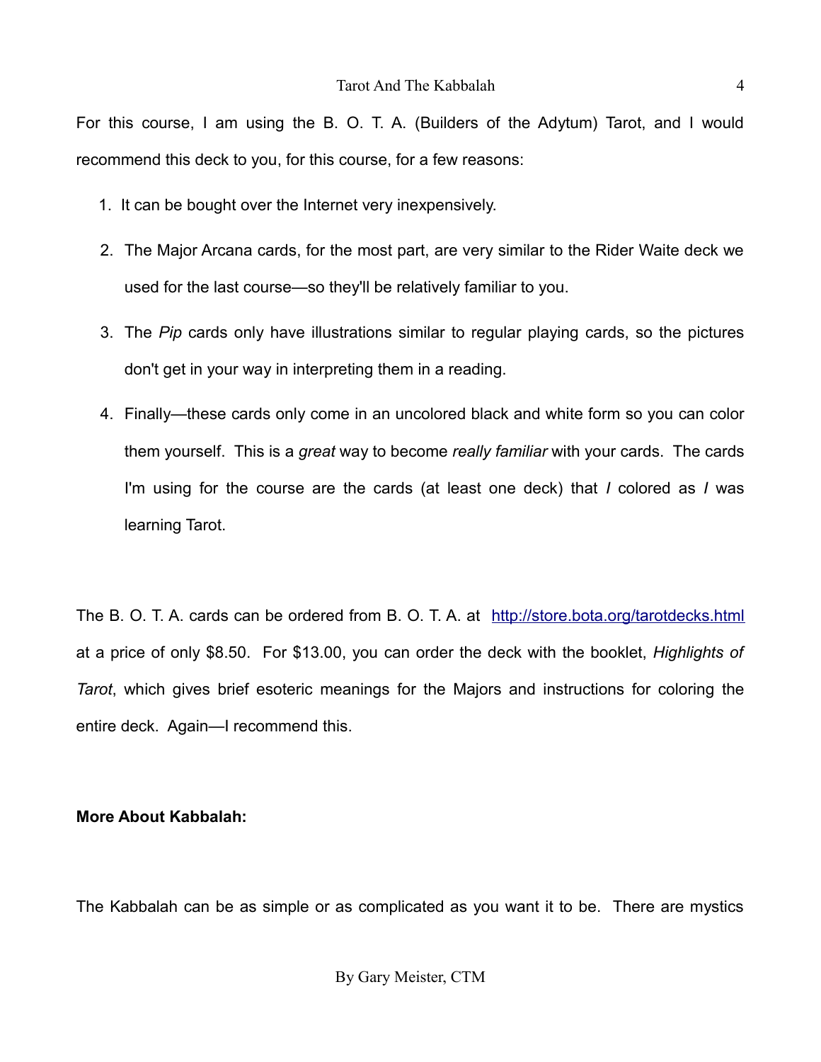For this course, I am using the B. O. T. A. (Builders of the Adytum) Tarot, and I would recommend this deck to you, for this course, for a few reasons:

1. It can be bought over the Internet very inexpensively.
2. The Major Arcana cards, for the most part, are very similar to the Rider Waite deck we used for the last course—so they'll be relatively familiar to you.
3. The *Pip* cards only have illustrations similar to regular playing cards, so the pictures don't get in your way in interpreting them in a reading.
4. Finally—these cards only come in an uncolored black and white form so you can color them yourself. This is a *great* way to become *really familiar* with your cards. The cards I'm using for the course are the cards (at least one deck) that *I* colored as *I* was learning Tarot.

The B. O. T. A. cards can be ordered from B. O. T. A. at http://store.bota.org/tarotdecks.html at a price of only $8.50. For $13.00, you can order the deck with the booklet, *Highlights of Tarot*, which gives brief esoteric meanings for the Majors and instructions for coloring the entire deck. Again—I recommend this.

**More About Kabbalah:**

The Kabbalah can be as simple or as complicated as you want it to be. There are mystics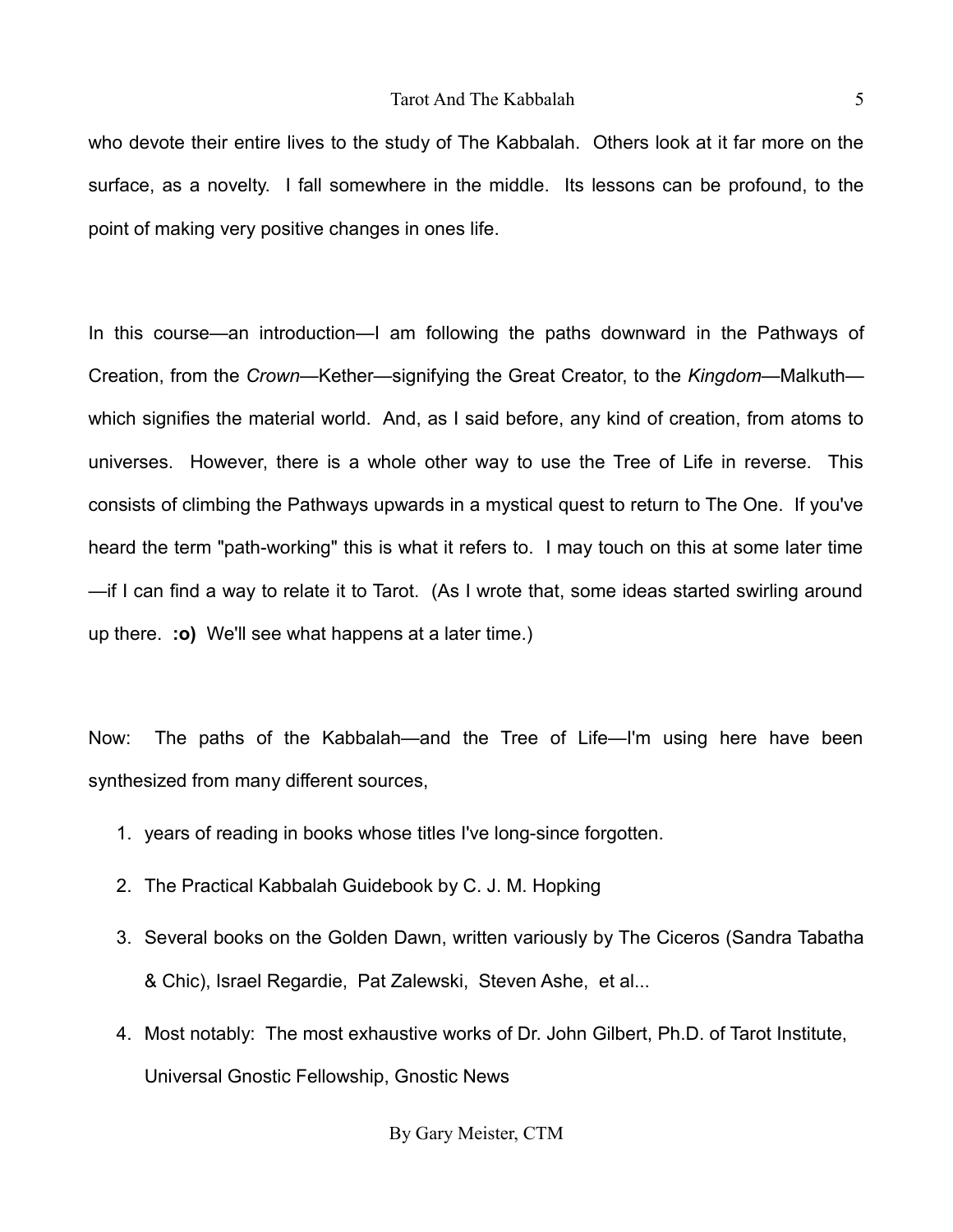who devote their entire lives to the study of The Kabbalah. Others look at it far more on the surface, as a novelty. I fall somewhere in the middle. Its lessons can be profound, to the point of making very positive changes in ones life.

In this course—an introduction—I am following the paths downward in the Pathways of Creation, from the *Crown*—Kether—signifying the Great Creator, to the *Kingdom*—Malkuth—which signifies the material world. And, as I said before, any kind of creation, from atoms to universes. However, there is a whole other way to use the Tree of Life in reverse. This consists of climbing the Pathways upwards in a mystical quest to return to The One. If you've heard the term "path-working" this is what it refers to. I may touch on this at some later time—if I can find a way to relate it to Tarot. (As I wrote that, some ideas started swirling around up there. **:o)** We'll see what happens at a later time.)

Now: The paths of the Kabbalah—and the Tree of Life—I'm using here have been synthesized from many different sources,

1. years of reading in books whose titles I've long-since forgotten.
2. The Practical Kabbalah Guidebook by C. J. M. Hopking
3. Several books on the Golden Dawn, written variously by The Ciceros (Sandra Tabatha & Chic), Israel Regardie, Pat Zalewski, Steven Ashe, et al...
4. Most notably: The most exhaustive works of Dr. John Gilbert, Ph.D. of Tarot Institute, Universal Gnostic Fellowship, Gnostic News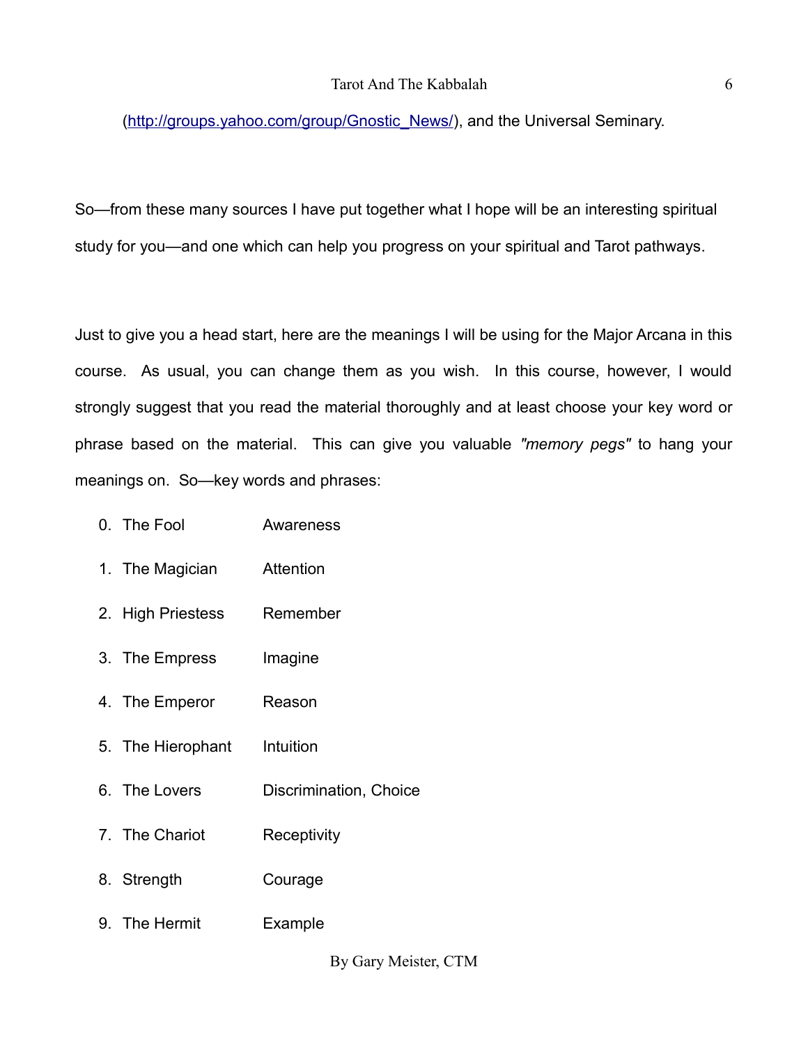(http://groups.yahoo.com/group/Gnostic_News/), and the Universal Seminary.

So—from these many sources I have put together what I hope will be an interesting spiritual study for you—and one which can help you progress on your spiritual and Tarot pathways.

Just to give you a head start, here are the meanings I will be using for the Major Arcana in this course. As usual, you can change them as you wish. In this course, however, I would strongly suggest that you read the material thoroughly and at least choose your key word or phrase based on the material. This can give you valuable *"memory pegs"* to hang your meanings on. So—key words and phrases:

0. The Fool — Awareness
1. The Magician — Attention
2. High Priestess — Remember
3. The Empress — Imagine
4. The Emperor — Reason
5. The Hierophant — Intuition
6. The Lovers — Discrimination, Choice
7. The Chariot — Receptivity
8. Strength — Courage
9. The Hermit — Example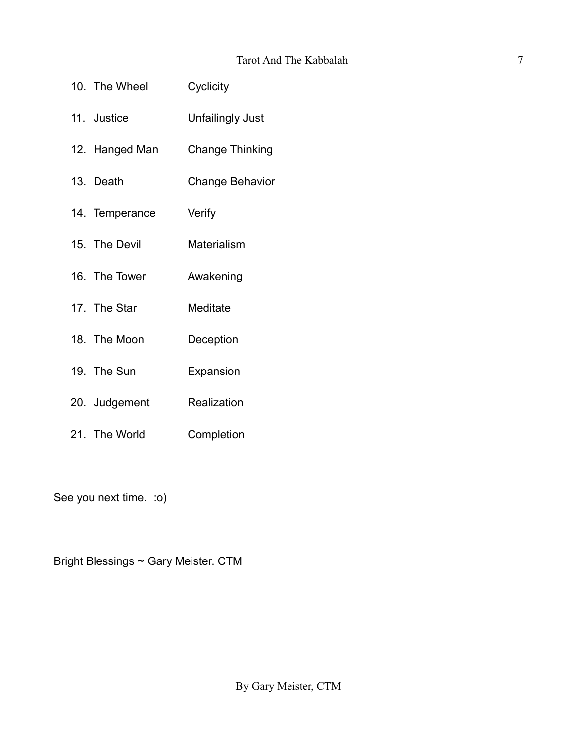10. The Wheel Cyclicity
11. Justice Unfailingly Just
12. Hanged Man Change Thinking
13. Death Change Behavior
14. Temperance Verify
15. The Devil Materialism
16. The Tower Awakening
17. The Star Meditate
18. The Moon Deception
19. The Sun Expansion
20. Judgement Realization
21. The World Completion

See you next time. :o)

Bright Blessings ~ Gary Meister. CTM